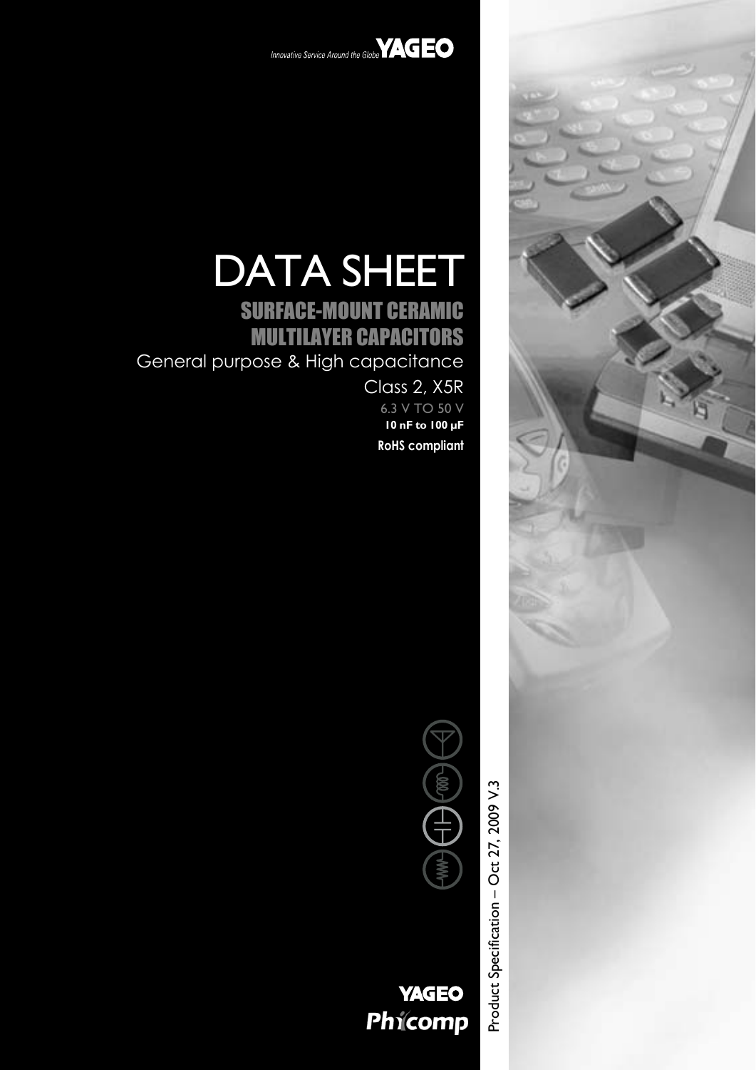Innovative Service Around the Globe YAGEO

# DATA SHEET

## SURFACE-MOUNT CERAMIC MULTILAYER CAPACITORS

General purpose & High capacitance

Class 2, X5R

6.3 V TO 50 V

**10 nF to 100 µF**

**RoHS compliant**

Product Specification – Oct 27, 2009 V.3

YAGEO Phycomp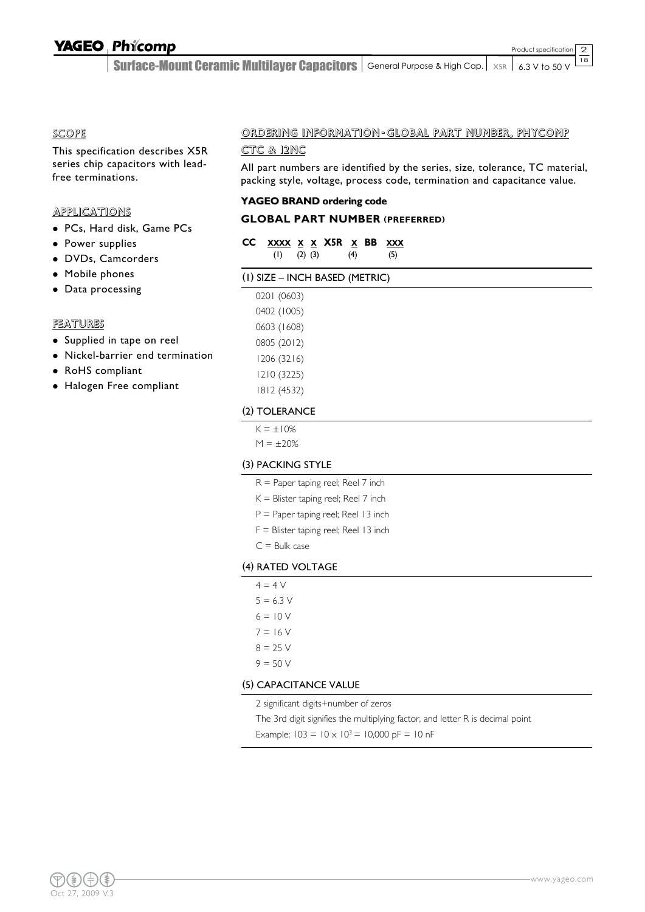## SCOPE

This specification describes X5R series chip capacitors with lead-free terminations.

## APPLICATIONS

- PCs, Hard disk, Game PCs
- Power supplies
- DVDs, Camcorders
- Mobile phones
- Data processing

## FEATURES

- Supplied in tape on reel
- Nickel-barrier end termination
- RoHS compliant
- Halogen Free compliant

## ORDERING INFORMATION - GLOBAL PART NUMBER, PHYCOMP CTC & 12NC

All part numbers are identified by the series, size, tolerance, TC material, packing style, voltage, process code, termination and capacitance value.

### YAGEO BRAND ordering code

### GLOBAL PART NUMBER (PREFERRED)

**CC XXXX X X X5R X BB XXX**

(1) (2) (3) (4) (5)

#### (1) SIZE – INCH BASED (METRIC)

0201 (0603)
0402 (1005)
0603 (1608)
0805 (2012)
1206 (3216)
1210 (3225)
1812 (4532)

#### (2) TOLERANCE

K = ±10%
M = ±20%

#### (3) PACKING STYLE

R = Paper taping reel; Reel 7 inch
K = Blister taping reel; Reel 7 inch
P = Paper taping reel; Reel 13 inch
F = Blister taping reel; Reel 13 inch
C = Bulk case

#### (4) RATED VOLTAGE

4 = 4 V
5 = 6.3 V
6 = 10 V
7 = 16 V
8 = 25 V
9 = 50 V

#### (5) CAPACITANCE VALUE

2 significant digits+number of zeros

The 3rd digit signifies the multiplying factor, and letter R is decimal point

Example: $103 = 10 \times 10^3 = 10{,}000$ pF = 10 nF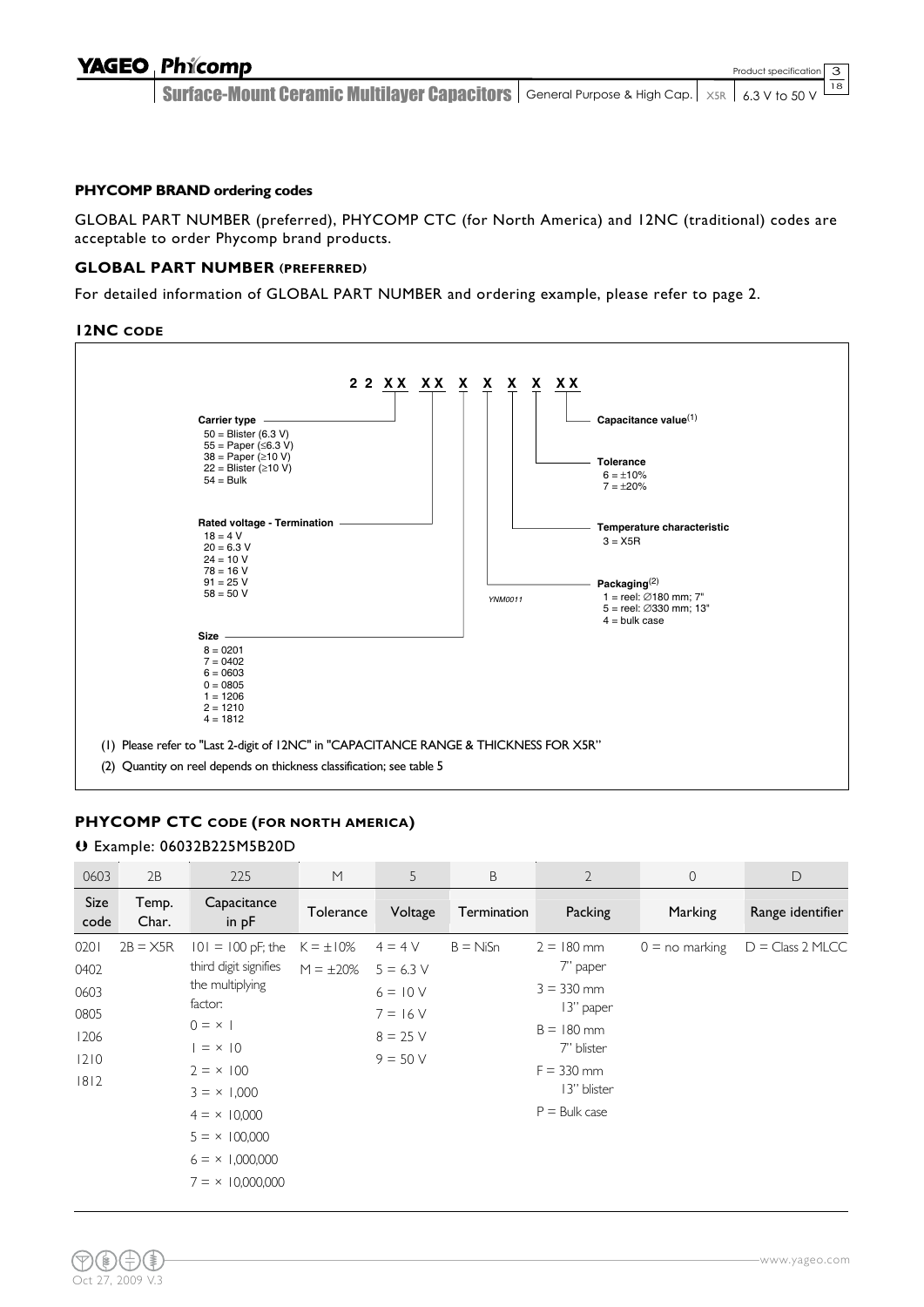### PHYCOMP BRAND ordering codes

GLOBAL PART NUMBER (preferred), PHYCOMP CTC (for North America) and 12NC (traditional) codes are acceptable to order Phycomp brand products.

### GLOBAL PART NUMBER (PREFERRED)

For detailed information of GLOBAL PART NUMBER and ordering example, please refer to page 2.

### 12NC CODE

**2 2 XX XX X X X X XX**

**Carrier type**
- 50 = Blister (6.3 V)
- 55 = Paper (≤6.3 V)
- 38 = Paper (≥10 V)
- 22 = Blister (≥10 V)
- 54 = Bulk

**Rated voltage - Termination**
- 18 = 4 V
- 20 = 6.3 V
- 24 = 10 V
- 78 = 16 V
- 91 = 25 V
- 58 = 50 V

**Size**
- 8 = 0201
- 7 = 0402
- 6 = 0603
- 0 = 0805
- 1 = 1206
- 2 = 1210
- 4 = 1812

**Capacitance value**(1)

**Tolerance**
- 6 = ±10%
- 7 = ±20%

**Temperature characteristic**
- 3 = X5R

**Packaging**(2)
- 1 = reel: ∅180 mm; 7"
- 5 = reel: ∅330 mm; 13"
- 4 = bulk case

YNM0011

(1) Please refer to "Last 2-digit of 12NC" in "CAPACITANCE RANGE & THICKNESS FOR X5R"

(2) Quantity on reel depends on thickness classification; see table 5

### PHYCOMP CTC CODE (FOR NORTH AMERICA)

Example: 06032B225M5B20D

| 0603 | 2B | 225 | M | 5 | B | 2 | 0 | D |
|---|---|---|---|---|---|---|---|---|
| Size code | Temp. Char. | Capacitance in pF | Tolerance | Voltage | Termination | Packing | Marking | Range identifier |
| 0201<br>0402<br>0603<br>0805<br>1206<br>1210<br>1812 | 2B = X5R | 101 = 100 pF; the third digit signifies the multiplying factor:<br>0 = × 1<br>1 = × 10<br>2 = × 100<br>3 = × 1,000<br>4 = × 10,000<br>5 = × 100,000<br>6 = × 1,000,000<br>7 = × 10,000,000 | K = ±10%<br>M = ±20% | 4 = 4 V<br>5 = 6.3 V<br>6 = 10 V<br>7 = 16 V<br>8 = 25 V<br>9 = 50 V | B = NiSn | 2 = 180 mm 7" paper<br>3 = 330 mm 13" paper<br>B = 180 mm 7" blister<br>F = 330 mm 13" blister<br>P = Bulk case | 0 = no marking | D = Class 2 MLCC |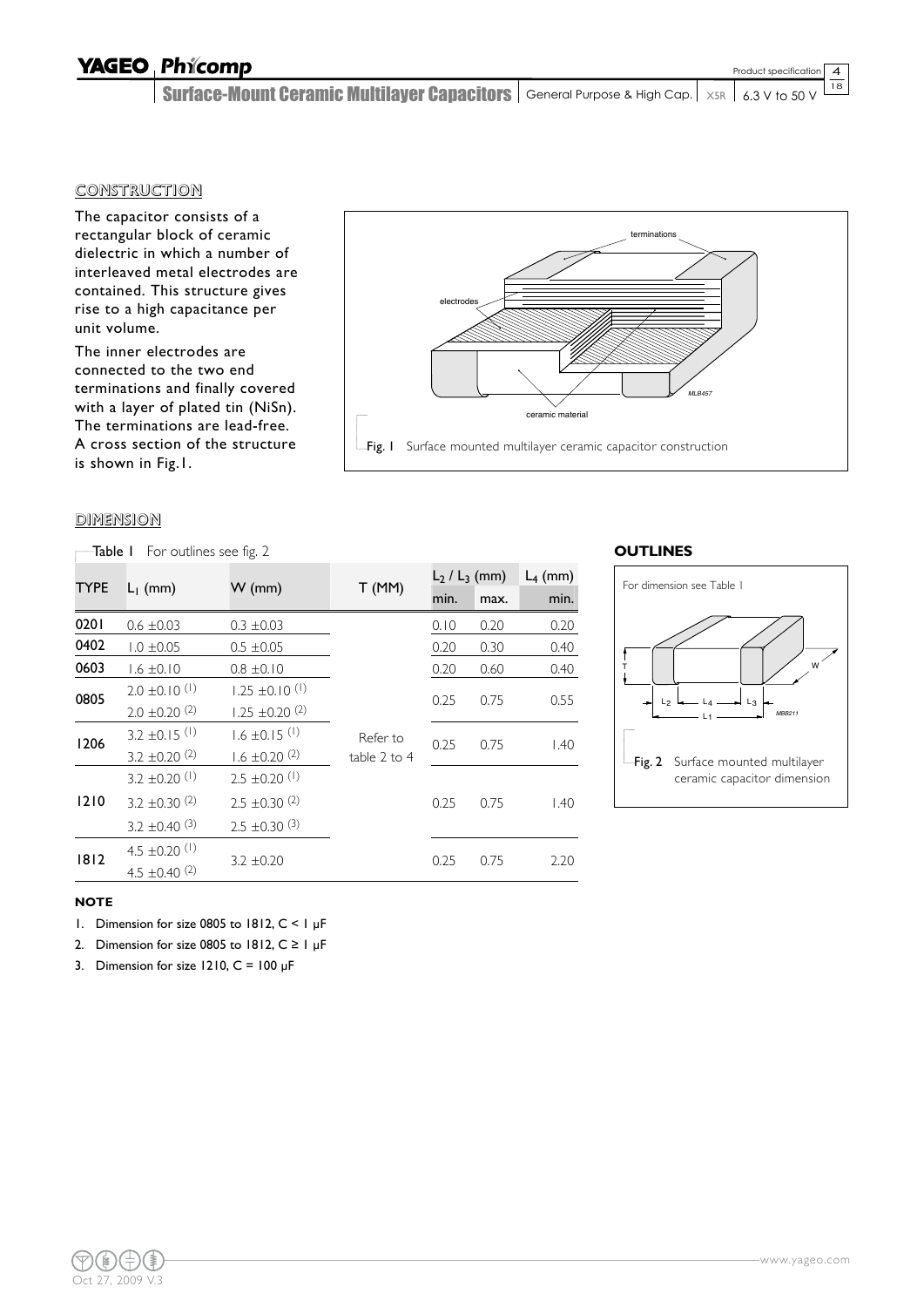## CONSTRUCTION

The capacitor consists of a rectangular block of ceramic dielectric in which a number of interleaved metal electrodes are contained. This structure gives rise to a high capacitance per unit volume.

The inner electrodes are connected to the two end terminations and finally covered with a layer of plated tin (NiSn). The terminations are lead-free. A cross section of the structure is shown in Fig.1.

Fig. 1 Surface mounted multilayer ceramic capacitor construction

## DIMENSION

Table 1 For outlines see fig. 2

| TYPE | $L_1$ (mm) | W (mm) | T (MM) | $L_2$ / $L_3$ (mm) min. | $L_2$ / $L_3$ (mm) max. | $L_4$ (mm) min. |
|---|---|---|---|---|---|---|
| 0201 | 0.6 ±0.03 | 0.3 ±0.03 | Refer to table 2 to 4 | 0.10 | 0.20 | 0.20 |
| 0402 | 1.0 ±0.05 | 0.5 ±0.05 | | 0.20 | 0.30 | 0.40 |
| 0603 | 1.6 ±0.10 | 0.8 ±0.10 | | 0.20 | 0.60 | 0.40 |
| 0805 | 2.0 ±0.10 (1)<br>2.0 ±0.20 (2) | 1.25 ±0.10 (1)<br>1.25 ±0.20 (2) | | 0.25 | 0.75 | 0.55 |
| 1206 | 3.2 ±0.15 (1)<br>3.2 ±0.20 (2) | 1.6 ±0.15 (1)<br>1.6 ±0.20 (2) | | 0.25 | 0.75 | 1.40 |
| 1210 | 3.2 ±0.20 (1)<br>3.2 ±0.30 (2)<br>3.2 ±0.40 (3) | 2.5 ±0.20 (1)<br>2.5 ±0.30 (2)<br>2.5 ±0.30 (3) | | 0.25 | 0.75 | 1.40 |
| 1812 | 4.5 ±0.20 (1)<br>4.5 ±0.40 (2) | 3.2 ±0.20 | | 0.25 | 0.75 | 2.20 |

**NOTE**

1. Dimension for size 0805 to 1812, C < 1 µF
2. Dimension for size 0805 to 1812, C ≥ 1 µF
3. Dimension for size 1210, C = 100 µF

### OUTLINES

For dimension see Table 1

Fig. 2 Surface mounted multilayer ceramic capacitor dimension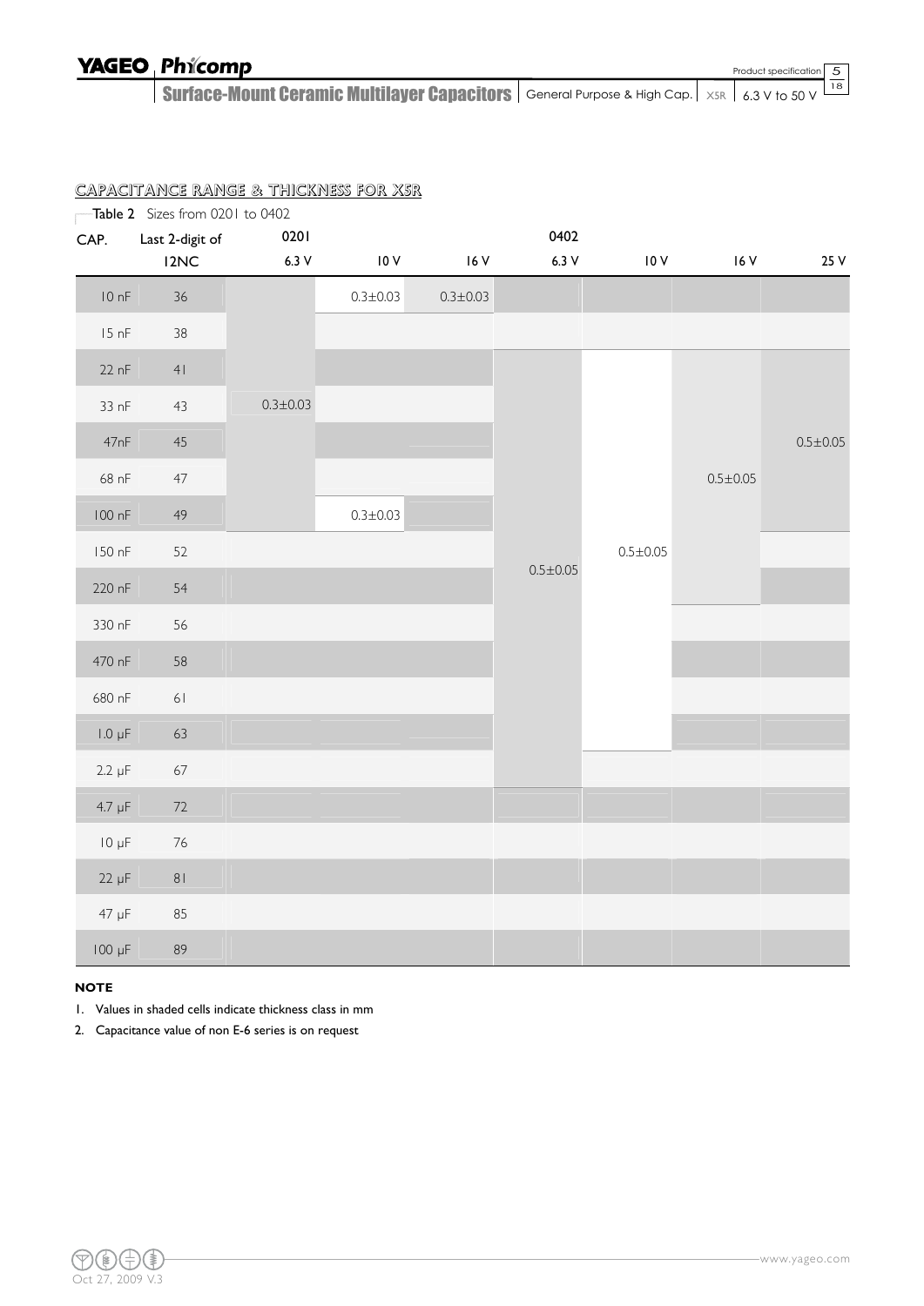## CAPACITANCE RANGE & THICKNESS FOR X5R

Table 2 Sizes from 0201 to 0402

| CAP. | Last 2-digit of 12NC | 0201 6.3 V | 0201 10 V | 0201 16 V | 0402 6.3 V | 0402 10 V | 0402 16 V | 0402 25 V |
|---|---|---|---|---|---|---|---|---|
| 10 nF | 36 | 0.3±0.03 | 0.3±0.03 | 0.3±0.03 | | | | |
| 15 nF | 38 | 0.3±0.03 | 0.3±0.03 | | | | | |
| 22 nF | 41 | 0.3±0.03 | 0.3±0.03 | | 0.5±0.05 | 0.5±0.05 | 0.5±0.05 | 0.5±0.05 |
| 33 nF | 43 | 0.3±0.03 | 0.3±0.03 | | 0.5±0.05 | 0.5±0.05 | 0.5±0.05 | 0.5±0.05 |
| 47nF | 45 | 0.3±0.03 | 0.3±0.03 | | 0.5±0.05 | 0.5±0.05 | 0.5±0.05 | 0.5±0.05 |
| 68 nF | 47 | 0.3±0.03 | 0.3±0.03 | | 0.5±0.05 | 0.5±0.05 | 0.5±0.05 | 0.5±0.05 |
| 100 nF | 49 | 0.3±0.03 | 0.3±0.03 | | 0.5±0.05 | 0.5±0.05 | 0.5±0.05 | 0.5±0.05 |
| 150 nF | 52 | | | | 0.5±0.05 | 0.5±0.05 | 0.5±0.05 | |
| 220 nF | 54 | | | | 0.5±0.05 | 0.5±0.05 | 0.5±0.05 | |
| 330 nF | 56 | | | | 0.5±0.05 | 0.5±0.05 | | |
| 470 nF | 58 | | | | 0.5±0.05 | 0.5±0.05 | | |
| 680 nF | 61 | | | | 0.5±0.05 | 0.5±0.05 | | |
| 1.0 µF | 63 | | | | 0.5±0.05 | 0.5±0.05 | | |
| 2.2 µF | 67 | | | | 0.5±0.05 | | | |
| 4.7 µF | 72 | | | | | | | |
| 10 µF | 76 | | | | | | | |
| 22 µF | 81 | | | | | | | |
| 47 µF | 85 | | | | | | | |
| 100 µF | 89 | | | | | | | |

**NOTE**

1. Values in shaded cells indicate thickness class in mm
2. Capacitance value of non E-6 series is on request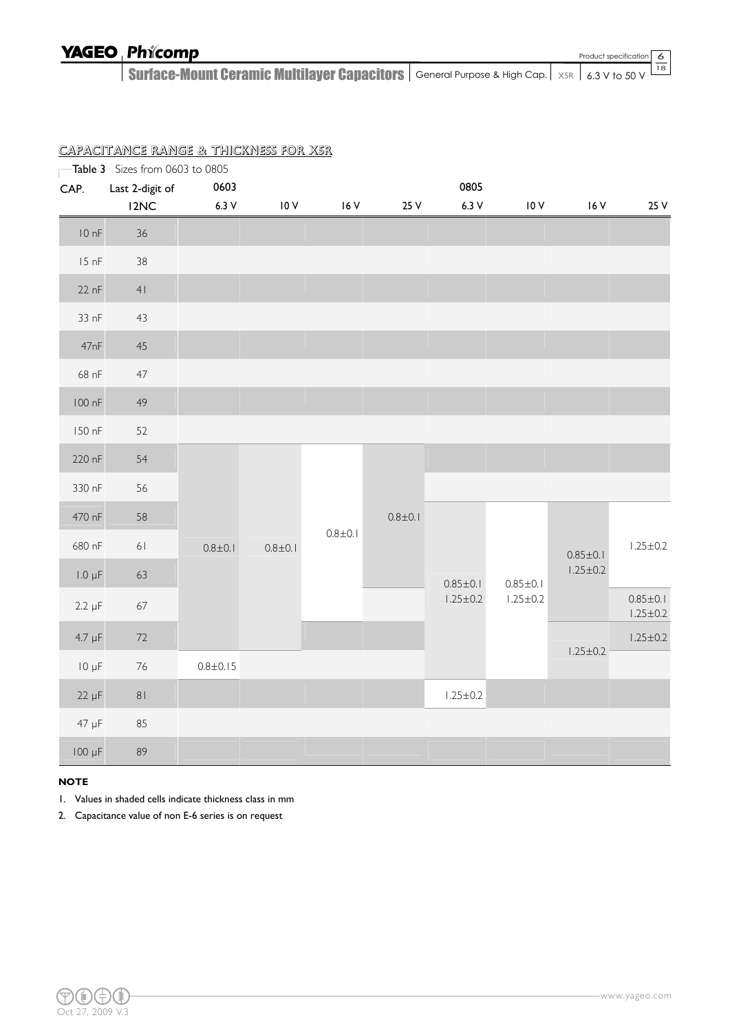## CAPACITANCE RANGE & THICKNESS FOR X5R

Table 3 Sizes from 0603 to 0805

| CAP. | Last 2-digit of 12NC | 0603 6.3 V | 0603 10 V | 0603 16 V | 0603 25 V | 0805 6.3 V | 0805 10 V | 0805 16 V | 0805 25 V |
|---|---|---|---|---|---|---|---|---|---|
| 10 nF | 36 | | | | | | | | |
| 15 nF | 38 | | | | | | | | |
| 22 nF | 41 | | | | | | | | |
| 33 nF | 43 | | | | | | | | |
| 47nF | 45 | | | | | | | | |
| 68 nF | 47 | | | | | | | | |
| 100 nF | 49 | | | | | | | | |
| 150 nF | 52 | | | | | | | | |
| 220 nF | 54 | 0.8±0.1 | 0.8±0.1 | 0.8±0.1 | 0.8±0.1 | | | | |
| 330 nF | 56 | 0.8±0.1 | 0.8±0.1 | 0.8±0.1 | 0.8±0.1 | | | | |
| 470 nF | 58 | 0.8±0.1 | 0.8±0.1 | 0.8±0.1 | 0.8±0.1 | 0.85±0.1 1.25±0.2 | 0.85±0.1 1.25±0.2 | 0.85±0.1 1.25±0.2 | 1.25±0.2 |
| 680 nF | 61 | 0.8±0.1 | 0.8±0.1 | 0.8±0.1 | 0.8±0.1 | 0.85±0.1 1.25±0.2 | 0.85±0.1 1.25±0.2 | 0.85±0.1 1.25±0.2 | 1.25±0.2 |
| 1.0 µF | 63 | 0.8±0.1 | 0.8±0.1 | 0.8±0.1 | 0.8±0.1 | 0.85±0.1 1.25±0.2 | 0.85±0.1 1.25±0.2 | 0.85±0.1 1.25±0.2 | 1.25±0.2 |
| 2.2 µF | 67 | 0.8±0.1 | 0.8±0.1 | 0.8±0.1 | | 0.85±0.1 1.25±0.2 | 0.85±0.1 1.25±0.2 | 0.85±0.1 1.25±0.2 | 0.85±0.1 1.25±0.2 |
| 4.7 µF | 72 | 0.8±0.1 | 0.8±0.1 | | | 0.85±0.1 1.25±0.2 | 0.85±0.1 1.25±0.2 | 1.25±0.2 | 1.25±0.2 |
| 10 µF | 76 | 0.8±0.15 | | | | 0.85±0.1 1.25±0.2 | 0.85±0.1 1.25±0.2 | 1.25±0.2 | |
| 22 µF | 81 | | | | | 1.25±0.2 | | | |
| 47 µF | 85 | | | | | | | | |
| 100 µF | 89 | | | | | | | | |

**NOTE**

1. Values in shaded cells indicate thickness class in mm
2. Capacitance value of non E-6 series is on request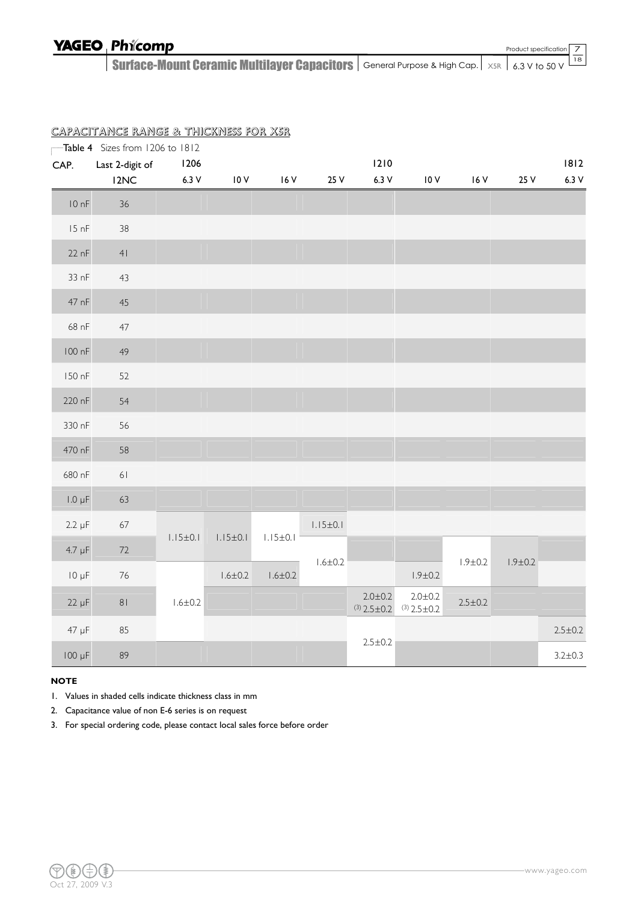## CAPACITANCE RANGE & THICKNESS FOR X5R

Table 4 Sizes from 1206 to 1812

| CAP. | Last 2-digit of 12NC | 1206 6.3 V | 1206 10 V | 1206 16 V | 1206 25 V | 1210 6.3 V | 1210 10 V | 1210 16 V | 1210 25 V | 1812 6.3 V |
|---|---|---|---|---|---|---|---|---|---|---|
| 10 nF | 36 | | | | | | | | | |
| 15 nF | 38 | | | | | | | | | |
| 22 nF | 41 | | | | | | | | | |
| 33 nF | 43 | | | | | | | | | |
| 47 nF | 45 | | | | | | | | | |
| 68 nF | 47 | | | | | | | | | |
| 100 nF | 49 | | | | | | | | | |
| 150 nF | 52 | | | | | | | | | |
| 220 nF | 54 | | | | | | | | | |
| 330 nF | 56 | | | | | | | | | |
| 470 nF | 58 | | | | | | | | | |
| 680 nF | 61 | | | | | | | | | |
| 1.0 µF | 63 | | | | | | | | | |
| 2.2 µF | 67 | 1.15±0.1 | 1.15±0.1 | 1.15±0.1 | 1.15±0.1 | | | | | |
| 4.7 µF | 72 | 1.15±0.1 | 1.15±0.1 | 1.15±0.1 | 1.6±0.2 | | | 1.9±0.2 | 1.9±0.2 | |
| 10 µF | 76 | 1.6±0.2 | 1.6±0.2 | 1.6±0.2 | 1.6±0.2 | | 1.9±0.2 | 1.9±0.2 | 1.9±0.2 | |
| 22 µF | 81 | 1.6±0.2 | | | | 2.0±0.2 (3) 2.5±0.2 | 2.0±0.2 (3) 2.5±0.2 | 2.5±0.2 | | |
| 47 µF | 85 | 1.6±0.2 | | | | 2.5±0.2 | | | | 2.5±0.2 |
| 100 µF | 89 | | | | | 2.5±0.2 | | | | 3.2±0.3 |

**NOTE**

1. Values in shaded cells indicate thickness class in mm
2. Capacitance value of non E-6 series is on request
3. For special ordering code, please contact local sales force before order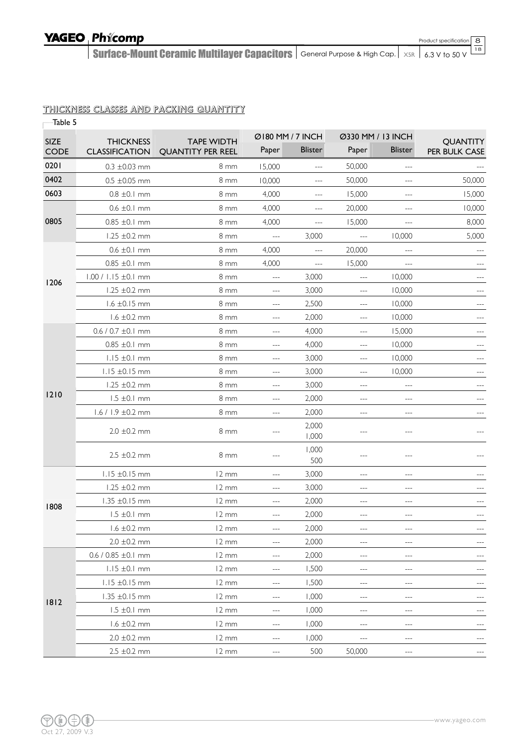## THICKNESS CLASSES AND PACKING QUANTITY

Table 5

| SIZE CODE | THICKNESS CLASSIFICATION | TAPE WIDTH QUANTITY PER REEL | Ø180 MM / 7 INCH | | Ø330 MM / 13 INCH | | QUANTITY PER BULK CASE |
|---|---|---|---|---|---|---|---|
| | | | Paper | Blister | Paper | Blister | |
| 0201 | 0.3 ±0.03 mm | 8 mm | 15,000 | --- | 50,000 | --- | --- |
| 0402 | 0.5 ±0.05 mm | 8 mm | 10,000 | --- | 50,000 | --- | 50,000 |
| 0603 | 0.8 ±0.1 mm | 8 mm | 4,000 | --- | 15,000 | --- | 15,000 |
| 0805 | 0.6 ±0.1 mm | 8 mm | 4,000 | --- | 20,000 | --- | 10,000 |
| | 0.85 ±0.1 mm | 8 mm | 4,000 | --- | 15,000 | --- | 8,000 |
| | 1.25 ±0.2 mm | 8 mm | --- | 3,000 | --- | 10,000 | 5,000 |
| 1206 | 0.6 ±0.1 mm | 8 mm | 4,000 | --- | 20,000 | --- | --- |
| | 0.85 ±0.1 mm | 8 mm | 4,000 | --- | 15,000 | --- | --- |
| | 1.00 / 1.15 ±0.1 mm | 8 mm | --- | 3,000 | --- | 10,000 | --- |
| | 1.25 ±0.2 mm | 8 mm | --- | 3,000 | --- | 10,000 | --- |
| | 1.6 ±0.15 mm | 8 mm | --- | 2,500 | --- | 10,000 | --- |
| | 1.6 ±0.2 mm | 8 mm | --- | 2,000 | --- | 10,000 | --- |
| 1210 | 0.6 / 0.7 ±0.1 mm | 8 mm | --- | 4,000 | --- | 15,000 | --- |
| | 0.85 ±0.1 mm | 8 mm | --- | 4,000 | --- | 10,000 | --- |
| | 1.15 ±0.1 mm | 8 mm | --- | 3,000 | --- | 10,000 | --- |
| | 1.15 ±0.15 mm | 8 mm | --- | 3,000 | --- | 10,000 | --- |
| | 1.25 ±0.2 mm | 8 mm | --- | 3,000 | --- | --- | --- |
| | 1.5 ±0.1 mm | 8 mm | --- | 2,000 | --- | --- | --- |
| | 1.6 / 1.9 ±0.2 mm | 8 mm | --- | 2,000 | --- | --- | --- |
| | 2.0 ±0.2 mm | 8 mm | --- | 2,000 1,000 | --- | --- | --- |
| | 2.5 ±0.2 mm | 8 mm | --- | 1,000 500 | --- | --- | --- |
| 1808 | 1.15 ±0.15 mm | 12 mm | --- | 3,000 | --- | --- | --- |
| | 1.25 ±0.2 mm | 12 mm | --- | 3,000 | --- | --- | --- |
| | 1.35 ±0.15 mm | 12 mm | --- | 2,000 | --- | --- | --- |
| | 1.5 ±0.1 mm | 12 mm | --- | 2,000 | --- | --- | --- |
| | 1.6 ±0.2 mm | 12 mm | --- | 2,000 | --- | --- | --- |
| | 2.0 ±0.2 mm | 12 mm | --- | 2,000 | --- | --- | --- |
| 1812 | 0.6 / 0.85 ±0.1 mm | 12 mm | --- | 2,000 | --- | --- | --- |
| | 1.15 ±0.1 mm | 12 mm | --- | 1,500 | --- | --- | --- |
| | 1.15 ±0.15 mm | 12 mm | --- | 1,500 | --- | --- | --- |
| | 1.35 ±0.15 mm | 12 mm | --- | 1,000 | --- | --- | --- |
| | 1.5 ±0.1 mm | 12 mm | --- | 1,000 | --- | --- | --- |
| | 1.6 ±0.2 mm | 12 mm | --- | 1,000 | --- | --- | --- |
| | 2.0 ±0.2 mm | 12 mm | --- | 1,000 | --- | --- | --- |
| | 2.5 ±0.2 mm | 12 mm | --- | 500 | 50,000 | --- | --- |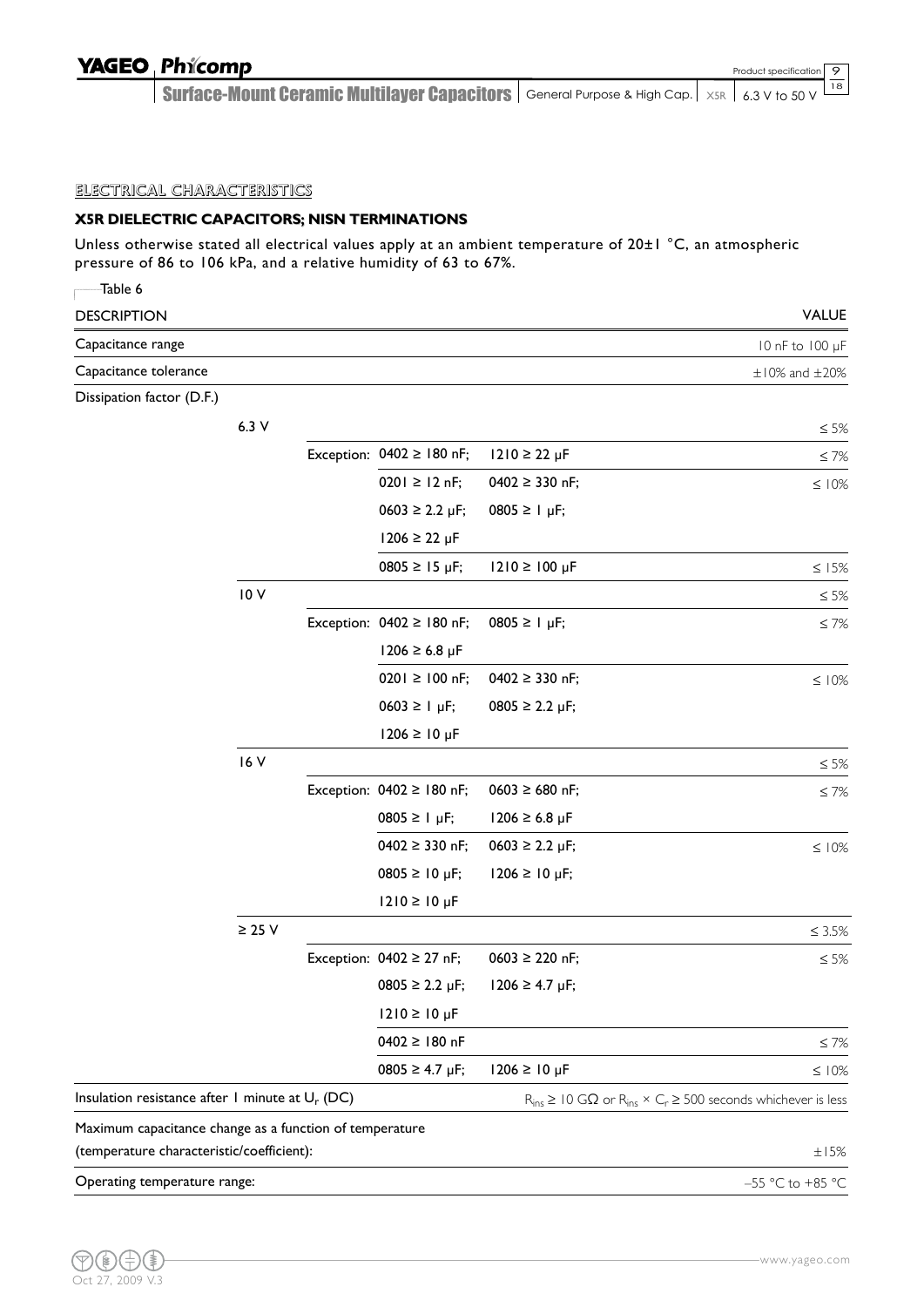## ELECTRICAL CHARACTERISTICS

### X5R DIELECTRIC CAPACITORS; NISN TERMINATIONS

Unless otherwise stated all electrical values apply at an ambient temperature of 20±1 °C, an atmospheric pressure of 86 to 106 kPa, and a relative humidity of 63 to 67%.

Table 6

| DESCRIPTION | | | | VALUE |
|---|---|---|---|---|
| Capacitance range | | | | 10 nF to 100 µF |
| Capacitance tolerance | | | | ±10% and ±20% |
| Dissipation factor (D.F.) | | | | |
| | 6.3 V | | | ≤ 5% |
| | | Exception: 0402 ≥ 180 nF; | 1210 ≥ 22 µF | ≤ 7% |
| | | 0201 ≥ 12 nF; | 0402 ≥ 330 nF; | ≤ 10% |
| | | 0603 ≥ 2.2 µF; | 0805 ≥ 1 µF; | |
| | | 1206 ≥ 22 µF | | |
| | | 0805 ≥ 15 µF; | 1210 ≥ 100 µF | ≤ 15% |
| | 10 V | | | ≤ 5% |
| | | Exception: 0402 ≥ 180 nF; | 0805 ≥ 1 µF; | ≤ 7% |
| | | 1206 ≥ 6.8 µF | | |
| | | 0201 ≥ 100 nF; | 0402 ≥ 330 nF; | ≤ 10% |
| | | 0603 ≥ 1 µF; | 0805 ≥ 2.2 µF; | |
| | | 1206 ≥ 10 µF | | |
| | 16 V | | | ≤ 5% |
| | | Exception: 0402 ≥ 180 nF; | 0603 ≥ 680 nF; | ≤ 7% |
| | | 0805 ≥ 1 µF; | 1206 ≥ 6.8 µF | |
| | | 0402 ≥ 330 nF; | 0603 ≥ 2.2 µF; | ≤ 10% |
| | | 0805 ≥ 10 µF; | 1206 ≥ 10 µF; | |
| | | 1210 ≥ 10 µF | | |
| | ≥ 25 V | | | ≤ 3.5% |
| | | Exception: 0402 ≥ 27 nF; | 0603 ≥ 220 nF; | ≤ 5% |
| | | 0805 ≥ 2.2 µF; | 1206 ≥ 4.7 µF; | |
| | | 1210 ≥ 10 µF | | |
| | | 0402 ≥ 180 nF | | ≤ 7% |
| | | 0805 ≥ 4.7 µF; | 1206 ≥ 10 µF | ≤ 10% |
| Insulation resistance after 1 minute at $U_r$ (DC) | | | | $R_{ins} \geq 10$ GΩ or $R_{ins} \times C_r \geq 500$ seconds whichever is less |
| Maximum capacitance change as a function of temperature (temperature characteristic/coefficient): | | | | ±15% |
| Operating temperature range: | | | | –55 °C to +85 °C |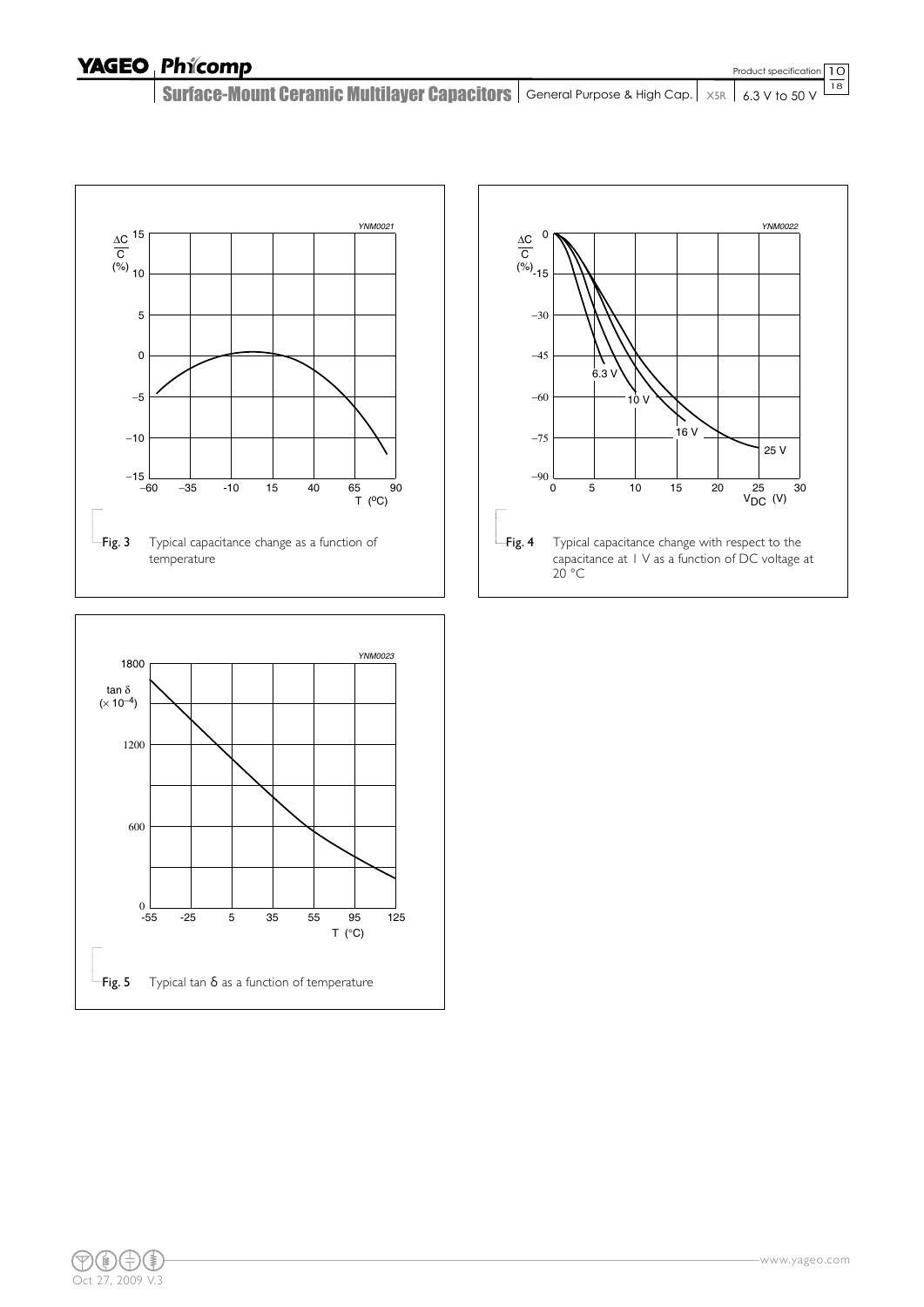Fig. 3 Typical capacitance change as a function of temperature

Fig. 4 Typical capacitance change with respect to the capacitance at 1 V as a function of DC voltage at 20 °C

Fig. 5 Typical tan δ as a function of temperature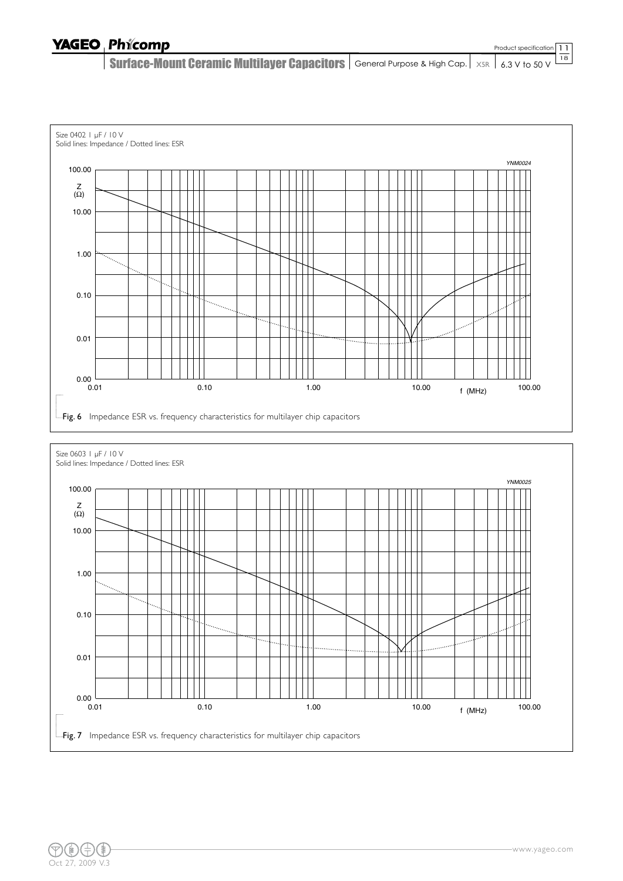Size 0402 1 µF / 10 V
Solid lines: Impedance / Dotted lines: ESR

YNM0024

Z (Ω)

100.00
10.00
1.00
0.10
0.01
0.00

0.01 0.10 1.00 10.00 f (MHz) 100.00

**Fig. 6** Impedance ESR vs. frequency characteristics for multilayer chip capacitors

Size 0603 1 µF / 10 V
Solid lines: Impedance / Dotted lines: ESR

YNM0025

Z (Ω)

100.00
10.00
1.00
0.10
0.01
0.00

0.01 0.10 1.00 10.00 f (MHz) 100.00

**Fig. 7** Impedance ESR vs. frequency characteristics for multilayer chip capacitors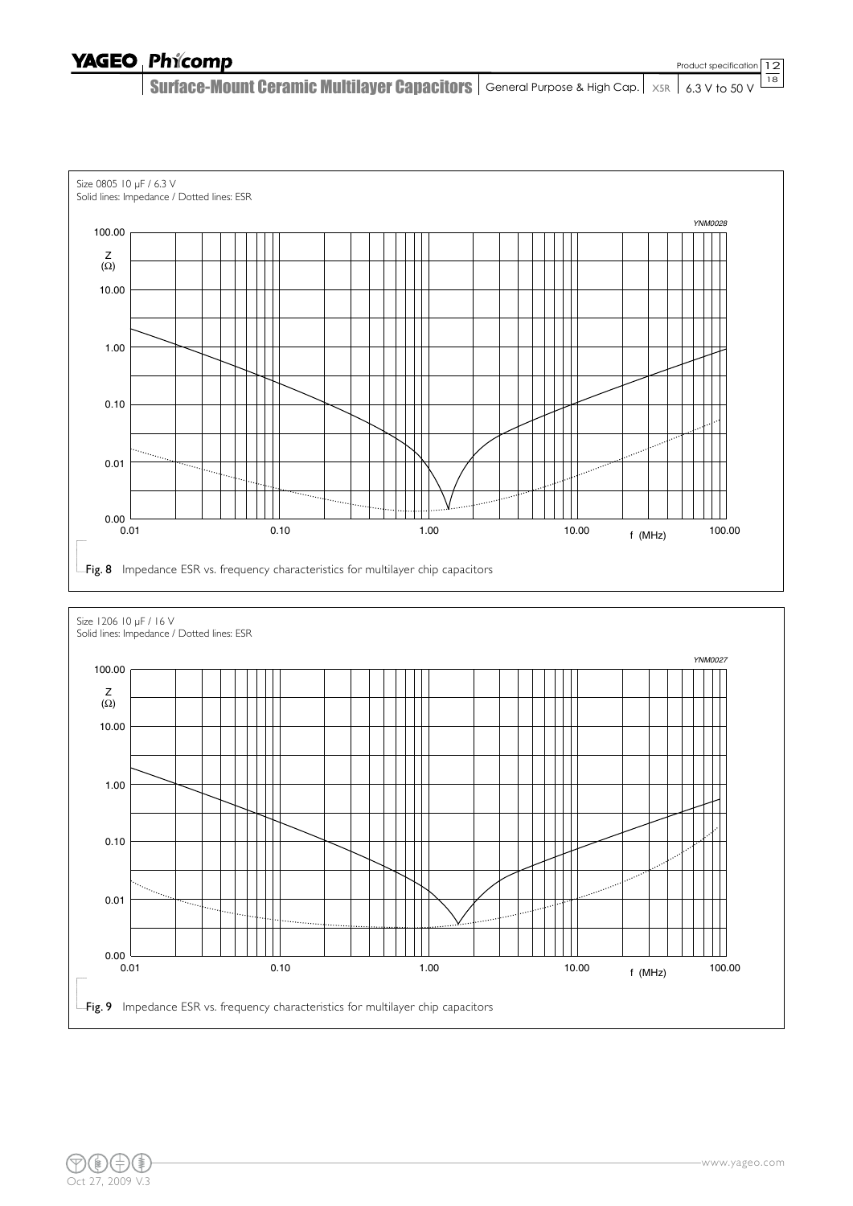Size 0805 10 μF / 6.3 V
Solid lines: Impedance / Dotted lines: ESR

YNM0028

Z (Ω)

100.00
10.00
1.00
0.10
0.01
0.00

0.01 0.10 1.00 10.00 f (MHz) 100.00

**Fig. 8** Impedance ESR vs. frequency characteristics for multilayer chip capacitors

Size 1206 10 μF / 16 V
Solid lines: Impedance / Dotted lines: ESR

YNM0027

Z (Ω)

100.00
10.00
1.00
0.10
0.01
0.00

0.01 0.10 1.00 10.00 f (MHz) 100.00

**Fig. 9** Impedance ESR vs. frequency characteristics for multilayer chip capacitors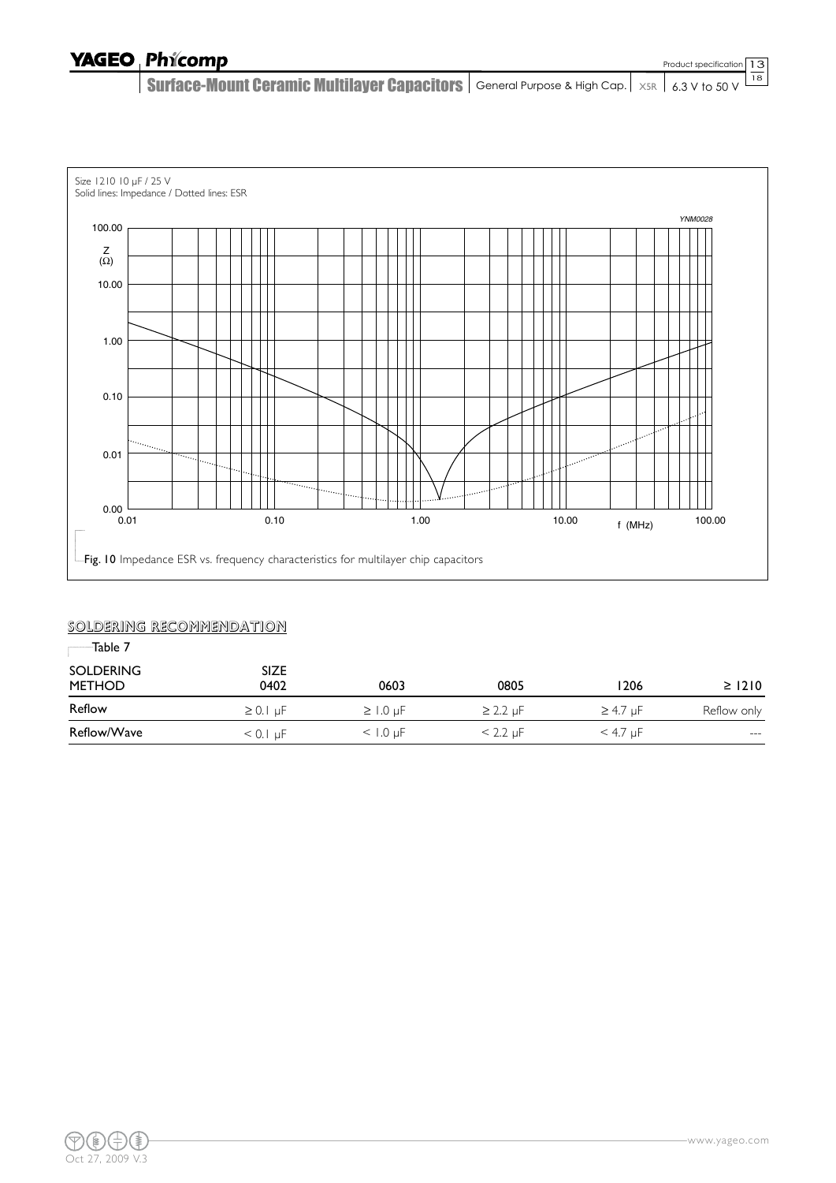Size 1210 10 µF / 25 V
Solid lines: Impedance / Dotted lines: ESR

Fig. 10 Impedance ESR vs. frequency characteristics for multilayer chip capacitors

## SOLDERING RECOMMENDATION

Table 7

| SOLDERING METHOD | SIZE 0402 | 0603 | 0805 | 1206 | ≥ 1210 |
|---|---|---|---|---|---|
| Reflow | ≥ 0.1 µF | ≥ 1.0 µF | ≥ 2.2 µF | ≥ 4.7 µF | Reflow only |
| Reflow/Wave | < 0.1 µF | < 1.0 µF | < 2.2 µF | < 4.7 µF | --- |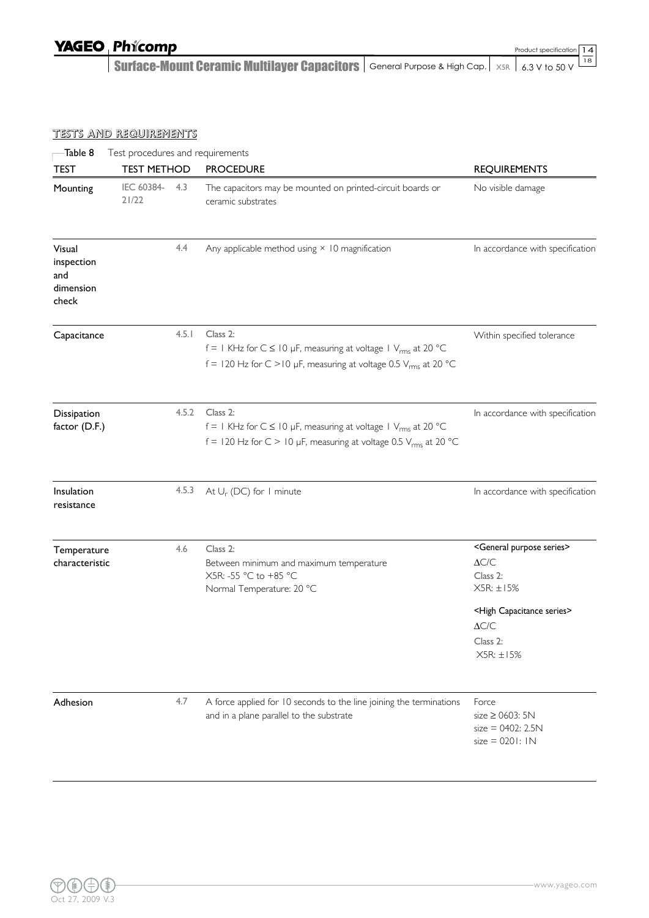## TESTS AND REQUIREMENTS

Table 8 Test procedures and requirements

| TEST | TEST METHOD | | PROCEDURE | REQUIREMENTS |
|---|---|---|---|---|
| Mounting | IEC 60384-21/22 | 4.3 | The capacitors may be mounted on printed-circuit boards or ceramic substrates | No visible damage |
| Visual inspection and dimension check | | 4.4 | Any applicable method using × 10 magnification | In accordance with specification |
| Capacitance | | 4.5.1 | Class 2:<br>f = 1 KHz for C ≤ 10 μF, measuring at voltage 1 $V_{rms}$ at 20 °C<br>f = 120 Hz for C >10 μF, measuring at voltage 0.5 $V_{rms}$ at 20 °C | Within specified tolerance |
| Dissipation factor (D.F.) | | 4.5.2 | Class 2:<br>f = 1 KHz for C ≤ 10 μF, measuring at voltage 1 $V_{rms}$ at 20 °C<br>f = 120 Hz for C > 10 μF, measuring at voltage 0.5 $V_{rms}$ at 20 °C | In accordance with specification |
| Insulation resistance | | 4.5.3 | At $U_r$ (DC) for 1 minute | In accordance with specification |
| Temperature characteristic | | 4.6 | Class 2:<br>Between minimum and maximum temperature<br>X5R: -55 °C to +85 °C<br>Normal Temperature: 20 °C | <General purpose series><br>ΔC/C<br>Class 2:<br>X5R: ±15%<br><High Capacitance series><br>ΔC/C<br>Class 2:<br>X5R: ±15% |
| Adhesion | | 4.7 | A force applied for 10 seconds to the line joining the terminations and in a plane parallel to the substrate | Force<br>size ≥ 0603: 5N<br>size = 0402: 2.5N<br>size = 0201: 1N |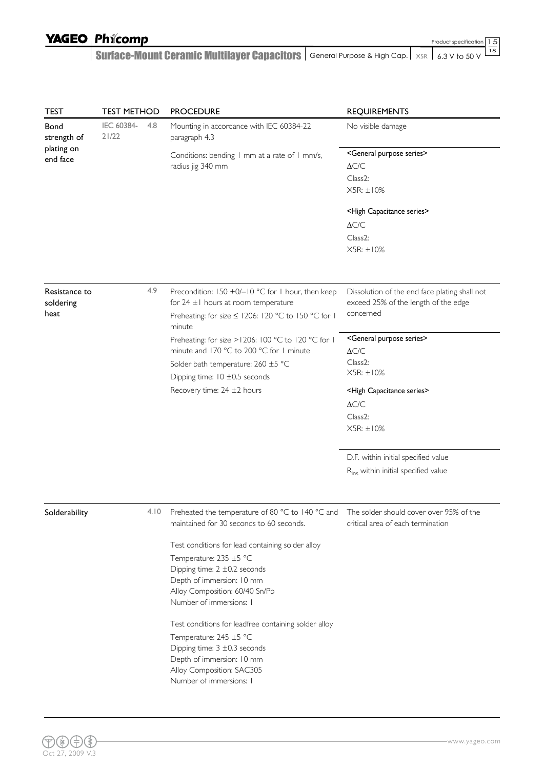| TEST | TEST METHOD | | PROCEDURE | REQUIREMENTS |
|---|---|---|---|---|
| Bond strength of plating on end face | IEC 60384-21/22 | 4.8 | Mounting in accordance with IEC 60384-22 paragraph 4.3<br><br>Conditions: bending 1 mm at a rate of 1 mm/s, radius jig 340 mm | No visible damage<br><br><General purpose series><br>ΔC/C<br>Class2:<br>X5R: ±10%<br><br><High Capacitance series><br>ΔC/C<br>Class2:<br>X5R: ±10% |
| Resistance to soldering heat | | 4.9 | Precondition: 150 +0/−10 °C for 1 hour, then keep for 24 ±1 hours at room temperature<br>Preheating: for size ≤ 1206: 120 °C to 150 °C for 1 minute<br>Preheating: for size >1206: 100 °C to 120 °C for 1 minute and 170 °C to 200 °C for 1 minute<br>Solder bath temperature: 260 ±5 °C<br>Dipping time: 10 ±0.5 seconds<br>Recovery time: 24 ±2 hours | Dissolution of the end face plating shall not exceed 25% of the length of the edge concerned<br><br><General purpose series><br>ΔC/C<br>Class2:<br>X5R: ±10%<br><High Capacitance series><br>ΔC/C<br>Class2:<br>X5R: ±10%<br><br>D.F. within initial specified value<br>$R_{ins}$ within initial specified value |
| Solderability | | 4.10 | Preheated the temperature of 80 °C to 140 °C and maintained for 30 seconds to 60 seconds.<br><br>Test conditions for lead containing solder alloy<br>Temperature: 235 ±5 °C<br>Dipping time: 2 ±0.2 seconds<br>Depth of immersion: 10 mm<br>Alloy Composition: 60/40 Sn/Pb<br>Number of immersions: 1<br><br>Test conditions for leadfree containing solder alloy<br>Temperature: 245 ±5 °C<br>Dipping time: 3 ±0.3 seconds<br>Depth of immersion: 10 mm<br>Alloy Composition: SAC305<br>Number of immersions: 1 | The solder should cover over 95% of the critical area of each termination |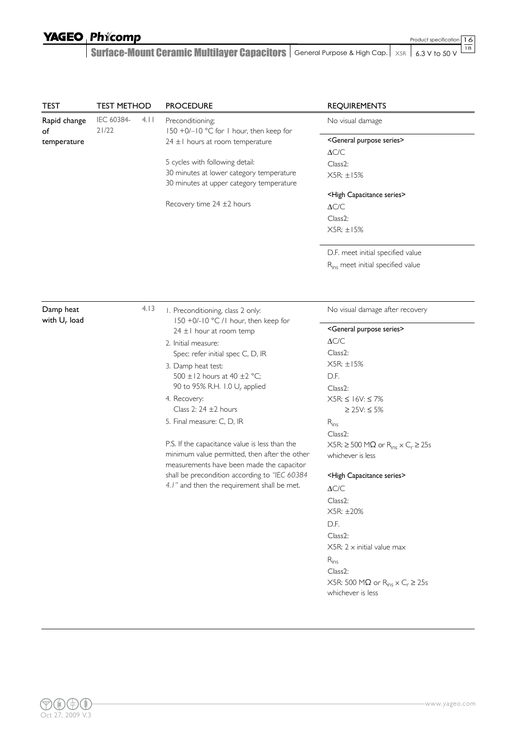| TEST | TEST METHOD | PROCEDURE | REQUIREMENTS |
|---|---|---|---|
| Rapid change of temperature | IEC 60384-21/22 4.11 | Preconditioning; 150 +0/–10 °C for 1 hour, then keep for 24 ±1 hours at room temperature<br><br>5 cycles with following detail:<br>30 minutes at lower category temperature<br>30 minutes at upper category temperature<br><br>Recovery time 24 ±2 hours | No visual damage<br><br><General purpose series><br>ΔC/C<br>Class2:<br>X5R: ±15%<br><br><High Capacitance series><br>ΔC/C<br>Class2:<br>X5R: ±15%<br><br>D.F. meet initial specified value<br>$R_{ins}$ meet initial specified value |
| Damp heat with $U_r$ load | 4.13 | 1. Preconditioning, class 2 only: 150 +0/-10 °C /1 hour, then keep for 24 ±1 hour at room temp<br>2. Initial measure: Spec: refer initial spec C, D, IR<br>3. Damp heat test: 500 ±12 hours at 40 ±2 °C; 90 to 95% R.H. 1.0 $U_r$ applied<br>4. Recovery: Class 2: 24 ±2 hours<br>5. Final measure: C, D, IR<br><br>P.S. If the capacitance value is less than the minimum value permitted, then after the other measurements have been made the capacitor shall be precondition according to *"IEC 60384 4.1"* and then the requirement shall be met. | No visual damage after recovery<br><br><General purpose series><br>ΔC/C<br>Class2:<br>X5R: ±15%<br>D.F.<br>Class2:<br>X5R: ≤ 16V: ≤ 7%<br>≥ 25V: ≤ 5%<br>$R_{ins}$<br>Class2:<br>X5R: ≥ 500 MΩ or $R_{ins} \times C_r \geq 25s$ whichever is less<br><br><High Capacitance series><br>ΔC/C<br>Class2:<br>X5R: ±20%<br>D.F.<br>Class2:<br>X5R: 2 × initial value max<br>$R_{ins}$<br>Class2:<br>X5R: 500 MΩ or $R_{ins} \times C_r \geq 25s$ whichever is less |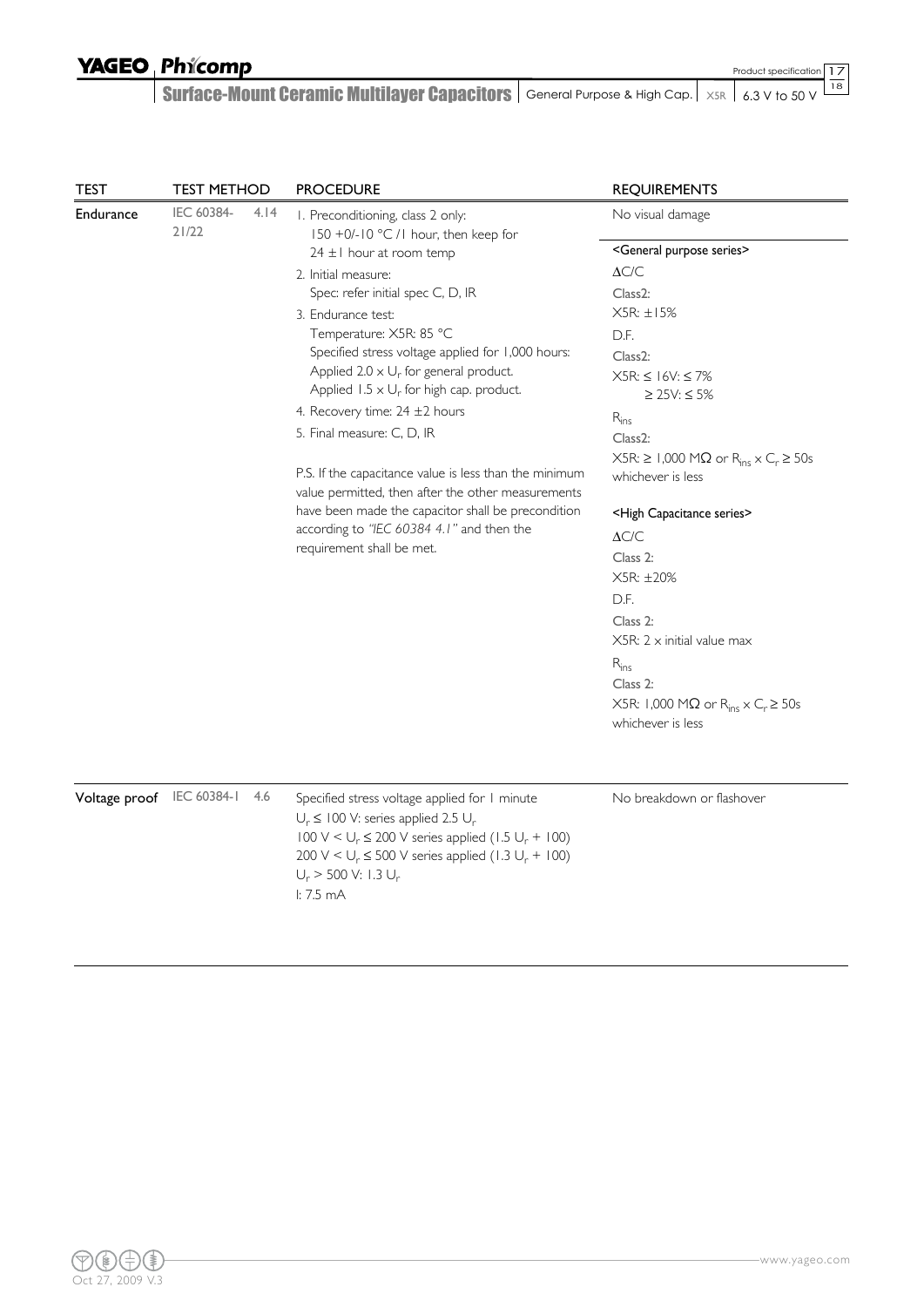| TEST | TEST METHOD | | PROCEDURE | REQUIREMENTS |
|---|---|---|---|---|
| Endurance | IEC 60384-21/22 | 4.14 | 1. Preconditioning, class 2 only: 150 +0/-10 °C /1 hour, then keep for 24 ±1 hour at room temp<br>2. Initial measure: Spec: refer initial spec C, D, IR<br>3. Endurance test: Temperature: X5R: 85 °C<br>Specified stress voltage applied for 1,000 hours:<br>Applied $2.0 \times U_r$ for general product.<br>Applied $1.5 \times U_r$ for high cap. product.<br>4. Recovery time: 24 ±2 hours<br>5. Final measure: C, D, IR<br><br>P.S. If the capacitance value is less than the minimum value permitted, then after the other measurements have been made the capacitor shall be precondition according to *"IEC 60384 4.1"* and then the requirement shall be met. | No visual damage<br><br><General purpose series><br>$\Delta C/C$<br>Class2:<br>X5R: ±15%<br>D.F.<br>Class2:<br>X5R: ≤ 16V: ≤ 7%<br>≥ 25V: ≤ 5%<br>$R_{ins}$<br>Class2:<br>X5R: ≥ 1,000 MΩ or $R_{ins} \times C_r \geq 50s$ whichever is less<br><br><High Capacitance series><br>$\Delta C/C$<br>Class 2:<br>X5R: ±20%<br>D.F.<br>Class 2:<br>X5R: 2 × initial value max<br>$R_{ins}$<br>Class 2:<br>X5R: 1,000 MΩ or $R_{ins} \times C_r \geq 50s$ whichever is less |
| Voltage proof | IEC 60384-1 | 4.6 | Specified stress voltage applied for 1 minute<br>$U_r \leq 100$ V: series applied 2.5 $U_r$<br>100 V < $U_r \leq 200$ V series applied (1.5 $U_r$ + 100)<br>200 V < $U_r \leq 500$ V series applied (1.3 $U_r$ + 100)<br>$U_r > 500$ V: 1.3 $U_r$<br>I: 7.5 mA | No breakdown or flashover |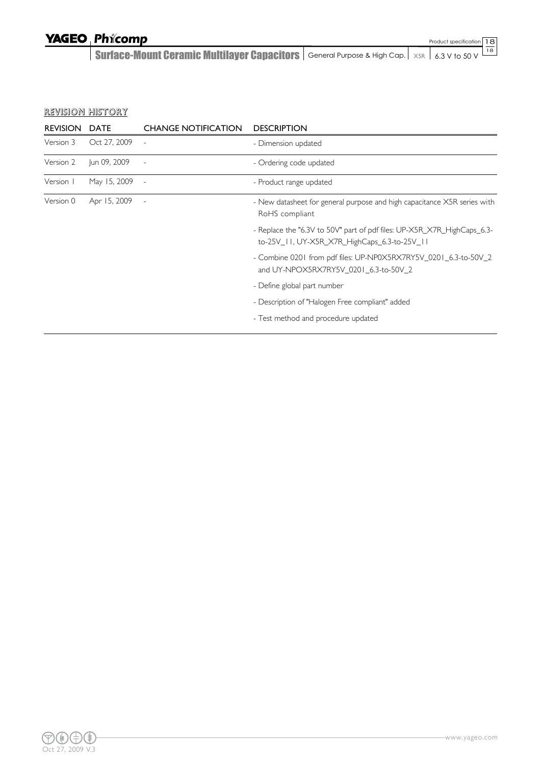## REVISION HISTORY

| REVISION | DATE | CHANGE NOTIFICATION | DESCRIPTION |
|---|---|---|---|
| Version 3 | Oct 27, 2009 | - | - Dimension updated |
| Version 2 | Jun 09, 2009 | - | - Ordering code updated |
| Version 1 | May 15, 2009 | - | - Product range updated |
| Version 0 | Apr 15, 2009 | - | - New datasheet for general purpose and high capacitance X5R series with RoHS compliant<br>- Replace the "6.3V to 50V" part of pdf files: UP-X5R_X7R_HighCaps_6.3-to-25V_11, UY-X5R_X7R_HighCaps_6.3-to-25V_11<br>- Combine 0201 from pdf files: UP-NP0X5RX7RY5V_0201_6.3-to-50V_2 and UY-NPOX5RX7RY5V_0201_6.3-to-50V_2<br>- Define global part number<br>- Description of "Halogen Free compliant" added<br>- Test method and procedure updated |